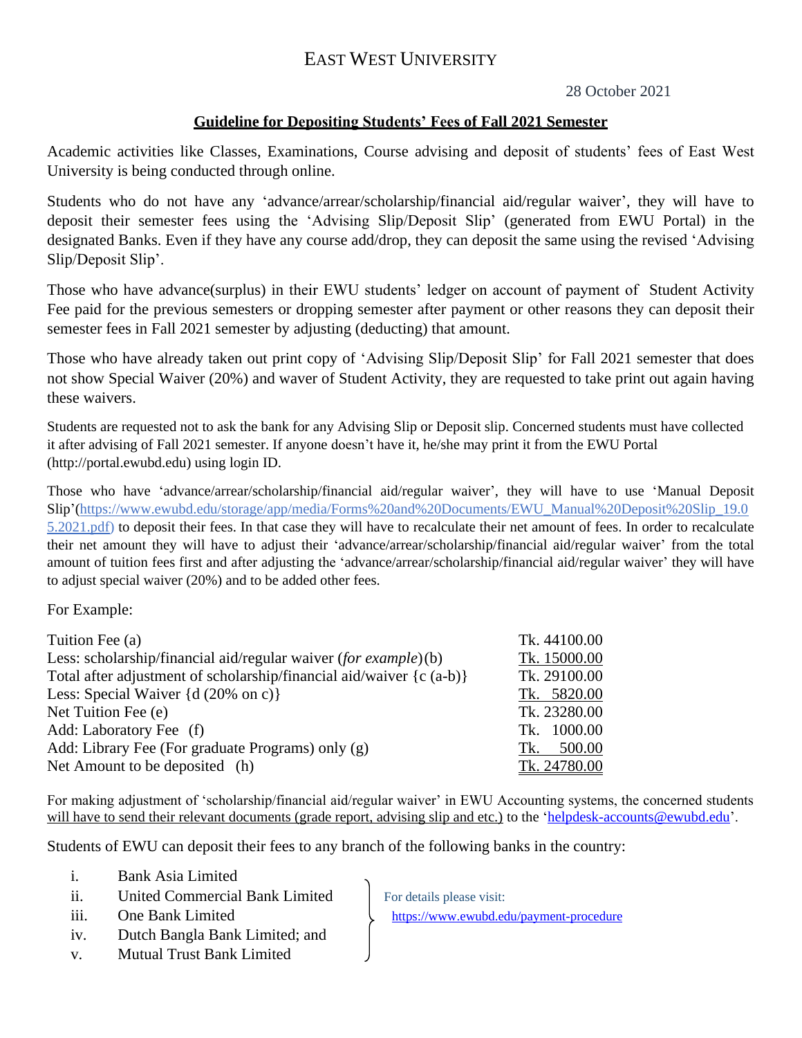# EAST WEST UNIVERSITY

28 October 2021

**Guideline for Depositing Students' Fees of Fall 2021 Semester**

Academic activities like Classes, Examinations, Course advising and deposit of students' fees of East West University is being conducted through online.

Students who do not have any 'advance/arrear/scholarship/financial aid/regular waiver', they will have to deposit their semester fees using the 'Advising Slip/Deposit Slip' (generated from EWU Portal) in the designated Banks. Even if they have any course add/drop, they can deposit the same using the revised 'Advising Slip/Deposit Slip'.

Those who have advance(surplus) in their EWU students' ledger on account of payment of Student Activity Fee paid for the previous semesters or dropping semester after payment or other reasons they can deposit their semester fees in Fall 2021 semester by adjusting (deducting) that amount.

Those who have already taken out print copy of 'Advising Slip/Deposit Slip' for Fall 2021 semester that does not show Special Waiver (20%) and waver of Student Activity, they are requested to take print out again having these waivers.

Students are requested not to ask the bank for any Advising Slip or Deposit slip. Concerned students must have collected it after advising of Fall 2021 semester. If anyone doesn't have it, he/she may print it from the EWU Portal (http://portal.ewubd.edu) using login ID.

Those who have 'advance/arrear/scholarship/financial aid/regular waiver', they will have to use 'Manual Deposit Slip'(https://www.ewubd.edu/storage/app/media/Forms%20and%20Documents/EWU_Manual%20Deposit%20Slip_19.05.2021.pdf) to deposit their fees. In that case they will have to recalculate their net amount of fees. In order to recalculate their net amount they will have to adjust their 'advance/arrear/scholarship/financial aid/regular waiver' from the total amount of tuition fees first and after adjusting the 'advance/arrear/scholarship/financial aid/regular waiver' they will have to adjust special waiver (20%) and to be added other fees.

For Example:

| | |
|---|---|
| Tuition Fee (a) | Tk. 44100.00 |
| Less: scholarship/financial aid/regular waiver (*for example*)(b) | Tk. 15000.00 |
| Total after adjustment of scholarship/financial aid/waiver {c (a-b)} | Tk. 29100.00 |
| Less: Special Waiver {d (20% on c)} | Tk. 5820.00 |
| Net Tuition Fee (e) | Tk. 23280.00 |
| Add: Laboratory Fee (f) | Tk. 1000.00 |
| Add: Library Fee (For graduate Programs) only (g) | Tk. 500.00 |
| Net Amount to be deposited (h) | Tk. 24780.00 |

For making adjustment of 'scholarship/financial aid/regular waiver' in EWU Accounting systems, the concerned students will have to send their relevant documents (grade report, advising slip and etc.) to the 'helpdesk-accounts@ewubd.edu'.

Students of EWU can deposit their fees to any branch of the following banks in the country:

i. Bank Asia Limited
ii. United Commercial Bank Limited
iii. One Bank Limited
iv. Dutch Bangla Bank Limited; and
v. Mutual Trust Bank Limited

For details please visit: https://www.ewubd.edu/payment-procedure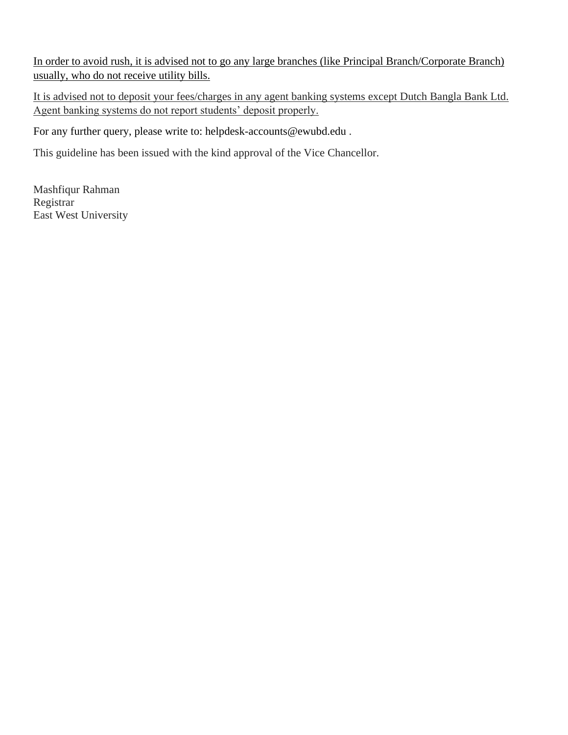<u>In order to avoid rush, it is advised not to go any large branches (like Principal Branch/Corporate Branch) usually, who do not receive utility bills.</u>

<u>It is advised not to deposit your fees/charges in any agent banking systems except Dutch Bangla Bank Ltd. Agent banking systems do not report students' deposit properly.</u>

For any further query, please write to: helpdesk-accounts@ewubd.edu .

This guideline has been issued with the kind approval of the Vice Chancellor.

Mashfiqur Rahman
Registrar
East West University